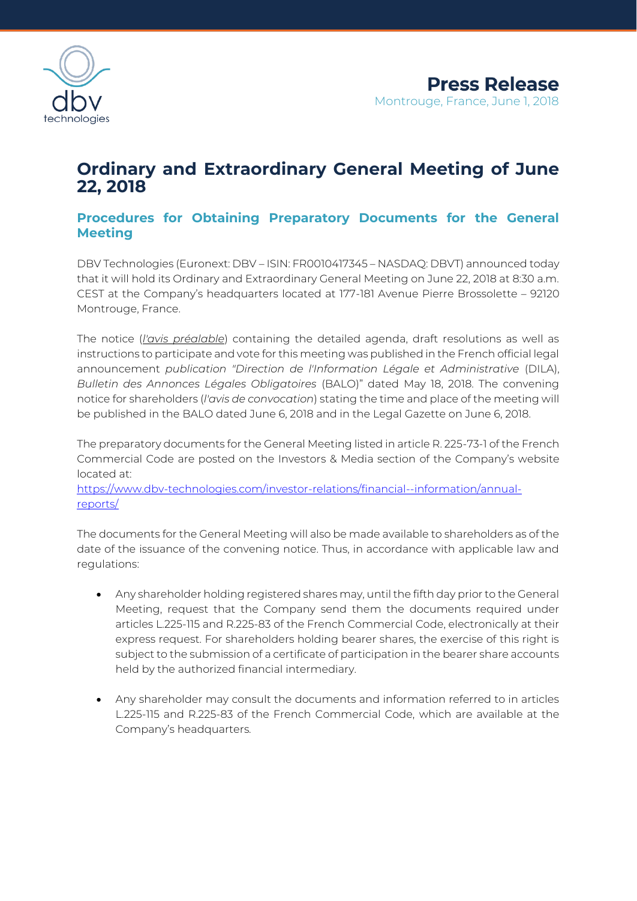**Press Release**
Montrouge, France, June 1, 2018

# Ordinary and Extraordinary General Meeting of June 22, 2018

## Procedures for Obtaining Preparatory Documents for the General Meeting

DBV Technologies (Euronext: DBV – ISIN: FR0010417345 – NASDAQ: DBVT) announced today that it will hold its Ordinary and Extraordinary General Meeting on June 22, 2018 at 8:30 a.m. CEST at the Company's headquarters located at 177-181 Avenue Pierre Brossolette – 92120 Montrouge, France.

The notice (*l'avis préalable*) containing the detailed agenda, draft resolutions as well as instructions to participate and vote for this meeting was published in the French official legal announcement *publication "Direction de l'Information Légale et Administrative* (DILA), *Bulletin des Annonces Légales Obligatoires* (BALO)" dated May 18, 2018. The convening notice for shareholders (*l'avis de convocation*) stating the time and place of the meeting will be published in the BALO dated June 6, 2018 and in the Legal Gazette on June 6, 2018.

The preparatory documents for the General Meeting listed in article R. 225-73-1 of the French Commercial Code are posted on the Investors & Media section of the Company's website located at:
https://www.dbv-technologies.com/investor-relations/financial--information/annual-reports/

The documents for the General Meeting will also be made available to shareholders as of the date of the issuance of the convening notice. Thus, in accordance with applicable law and regulations:

- Any shareholder holding registered shares may, until the fifth day prior to the General Meeting, request that the Company send them the documents required under articles L.225-115 and R.225-83 of the French Commercial Code, electronically at their express request. For shareholders holding bearer shares, the exercise of this right is subject to the submission of a certificate of participation in the bearer share accounts held by the authorized financial intermediary.

- Any shareholder may consult the documents and information referred to in articles L.225-115 and R.225-83 of the French Commercial Code, which are available at the Company's headquarters.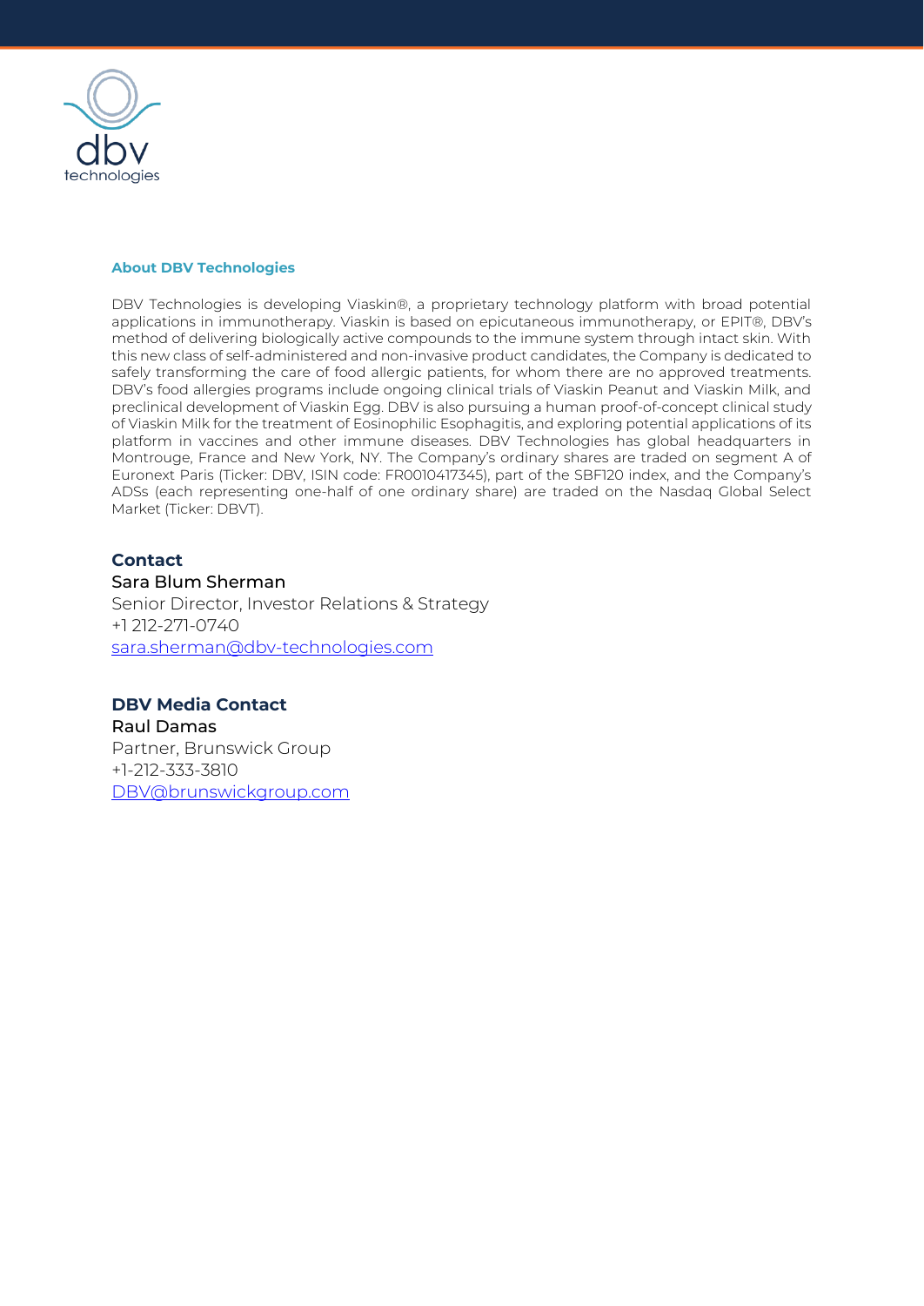## About DBV Technologies

DBV Technologies is developing Viaskin®, a proprietary technology platform with broad potential applications in immunotherapy. Viaskin is based on epicutaneous immunotherapy, or EPIT®, DBV's method of delivering biologically active compounds to the immune system through intact skin. With this new class of self-administered and non-invasive product candidates, the Company is dedicated to safely transforming the care of food allergic patients, for whom there are no approved treatments. DBV's food allergies programs include ongoing clinical trials of Viaskin Peanut and Viaskin Milk, and preclinical development of Viaskin Egg. DBV is also pursuing a human proof-of-concept clinical study of Viaskin Milk for the treatment of Eosinophilic Esophagitis, and exploring potential applications of its platform in vaccines and other immune diseases. DBV Technologies has global headquarters in Montrouge, France and New York, NY. The Company's ordinary shares are traded on segment A of Euronext Paris (Ticker: DBV, ISIN code: FR0010417345), part of the SBF120 index, and the Company's ADSs (each representing one-half of one ordinary share) are traded on the Nasdaq Global Select Market (Ticker: DBVT).

**Contact**
Sara Blum Sherman
Senior Director, Investor Relations & Strategy
+1 212-271-0740
sara.sherman@dbv-technologies.com

**DBV Media Contact**
Raul Damas
Partner, Brunswick Group
+1-212-333-3810
DBV@brunswickgroup.com